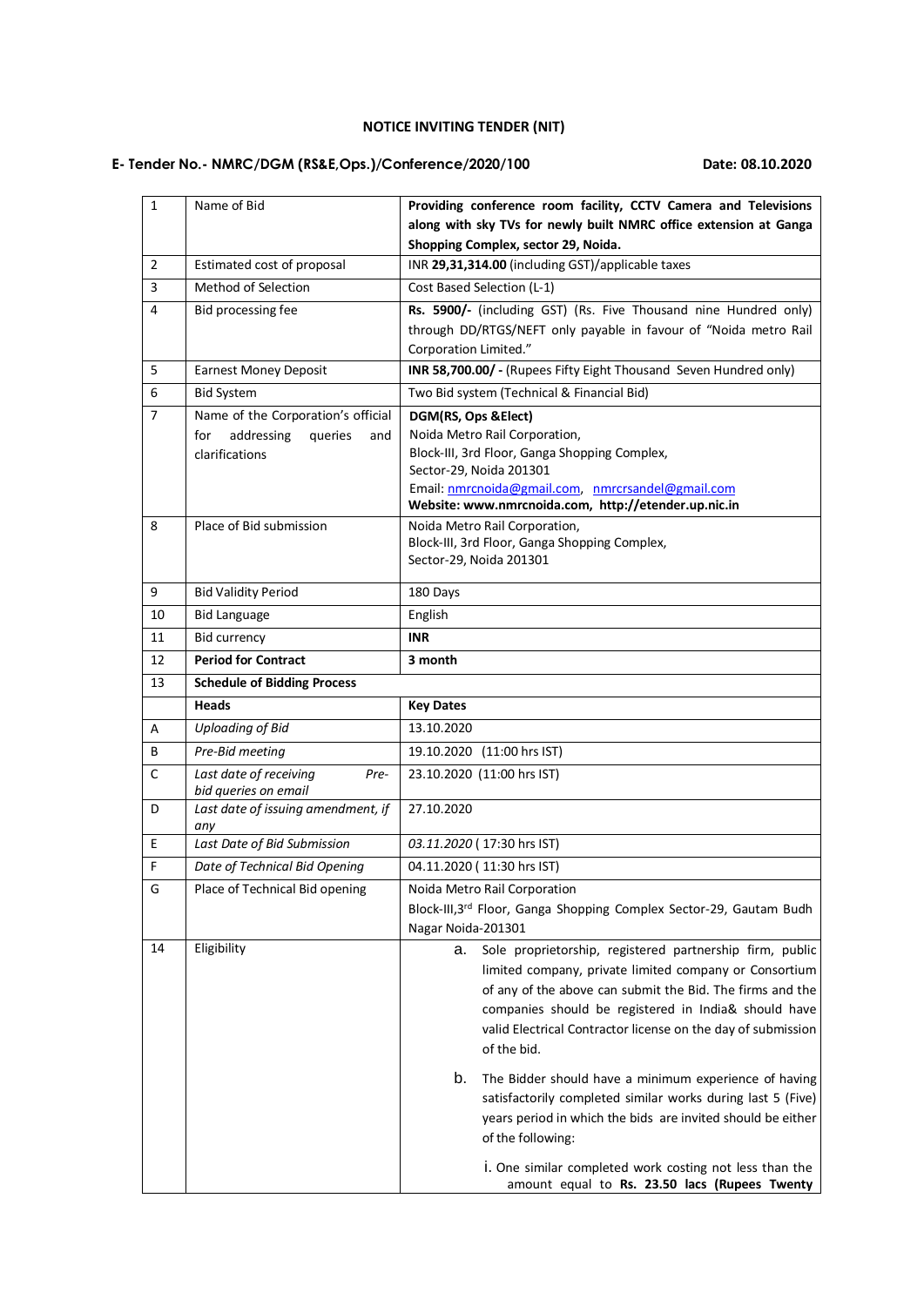## NOTICE INVITING TENDER (NIT)

**E- Tender No.- NMRC/DGM (RS&E,Ops.)/Conference/2020/100** **Date: 08.10.2020**

| | | |
|---|---|---|
| 1 | Name of Bid | **Providing conference room facility, CCTV Camera and Televisions along with sky TVs for newly built NMRC office extension at Ganga Shopping Complex, sector 29, Noida.** |
| 2 | Estimated cost of proposal | INR **29,31,314.00** (including GST)/applicable taxes |
| 3 | Method of Selection | Cost Based Selection (L-1) |
| 4 | Bid processing fee | **Rs. 5900/-** (including GST) (Rs. Five Thousand nine Hundred only) through DD/RTGS/NEFT only payable in favour of "Noida metro Rail Corporation Limited." |
| 5 | Earnest Money Deposit | **INR 58,700.00/ -** (Rupees Fifty Eight Thousand Seven Hundred only) |
| 6 | Bid System | Two Bid system (Technical & Financial Bid) |
| 7 | Name of the Corporation's official for addressing queries and clarifications | **DGM(RS, Ops &Elect)**<br>Noida Metro Rail Corporation,<br>Block-III, 3rd Floor, Ganga Shopping Complex,<br>Sector-29, Noida 201301<br>Email: nmrcnoida@gmail.com, nmrcrsandel@gmail.com<br>**Website: www.nmrcnoida.com, http://etender.up.nic.in** |
| 8 | Place of Bid submission | Noida Metro Rail Corporation,<br>Block-III, 3rd Floor, Ganga Shopping Complex,<br>Sector-29, Noida 201301 |
| 9 | Bid Validity Period | 180 Days |
| 10 | Bid Language | English |
| 11 | Bid currency | **INR** |
| 12 | **Period for Contract** | **3 month** |
| 13 | **Schedule of Bidding Process** | |
| | **Heads** | **Key Dates** |
| A | *Uploading of Bid* | 13.10.2020 |
| B | *Pre-Bid meeting* | 19.10.2020 (11:00 hrs IST) |
| C | *Last date of receiving Pre-bid queries on email* | 23.10.2020 (11:00 hrs IST) |
| D | *Last date of issuing amendment, if any* | 27.10.2020 |
| E | *Last Date of Bid Submission* | *03.11.2020* ( 17:30 hrs IST) |
| F | *Date of Technical Bid Opening* | 04.11.2020 ( 11:30 hrs IST) |
| G | Place of Technical Bid opening | Noida Metro Rail Corporation<br>Block-III,3rd Floor, Ganga Shopping Complex Sector-29, Gautam Budh Nagar Noida-201301 |
| 14 | Eligibility | a. Sole proprietorship, registered partnership firm, public limited company, private limited company or Consortium of any of the above can submit the Bid. The firms and the companies should be registered in India& should have valid Electrical Contractor license on the day of submission of the bid.<br><br>b. The Bidder should have a minimum experience of having satisfactorily completed similar works during last 5 (Five) years period in which the bids are invited should be either of the following:<br><br>i. One similar completed work costing not less than the amount equal to **Rs. 23.50 lacs (Rupees Twenty** |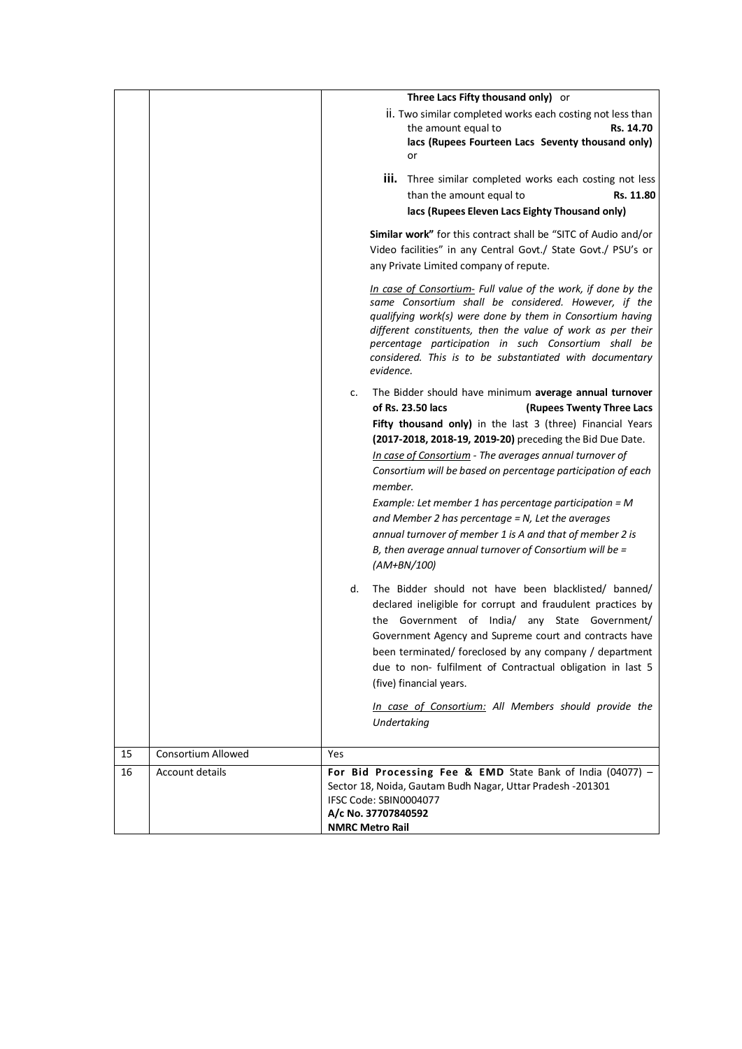|  |  |  |
| --- | --- | --- |
|  |  | **Three Lacs Fifty thousand only)** or<br>ii. Two similar completed works each costing not less than the amount equal to **Rs. 14.70 lacs (Rupees Fourteen Lacs Seventy thousand only)** or<br>iii. Three similar completed works each costing not less than the amount equal to **Rs. 11.80 lacs (Rupees Eleven Lacs Eighty Thousand only)**<br><br>**Similar work"** for this contract shall be "SITC of Audio and/or Video facilities" in any Central Govt./ State Govt./ PSU's or any Private Limited company of repute.<br><br>*<u>In case of Consortium-</u> Full value of the work, if done by the same Consortium shall be considered. However, if the qualifying work(s) were done by them in Consortium having different constituents, then the value of work as per their percentage participation in such Consortium shall be considered. This is to be substantiated with documentary evidence.*<br><br>c. The Bidder should have minimum **average annual turnover of Rs. 23.50 lacs (Rupees Twenty Three Lacs Fifty thousand only)** in the last 3 (three) Financial Years **(2017-2018, 2018-19, 2019-20)** preceding the Bid Due Date.<br>*<u>In case of Consortium</u> - The averages annual turnover of Consortium will be based on percentage participation of each member.*<br>*Example: Let member 1 has percentage participation = M and Member 2 has percentage = N, Let the averages annual turnover of member 1 is A and that of member 2 is B, then average annual turnover of Consortium will be = (AM+BN/100)*<br><br>d. The Bidder should not have been blacklisted/ banned/ declared ineligible for corrupt and fraudulent practices by the Government of India/ any State Government/ Government Agency and Supreme court and contracts have been terminated/ foreclosed by any company / department due to non- fulfilment of Contractual obligation in last 5 (five) financial years.<br><br>*<u>In case of Consortium:</u> All Members should provide the Undertaking* |
| 15 | Consortium Allowed | Yes |
| 16 | Account details | **For Bid Processing Fee & EMD** State Bank of India (04077) – Sector 18, Noida, Gautam Budh Nagar, Uttar Pradesh -201301<br>IFSC Code: SBIN0004077<br>**A/c No. 37707840592**<br>**NMRC Metro Rail** |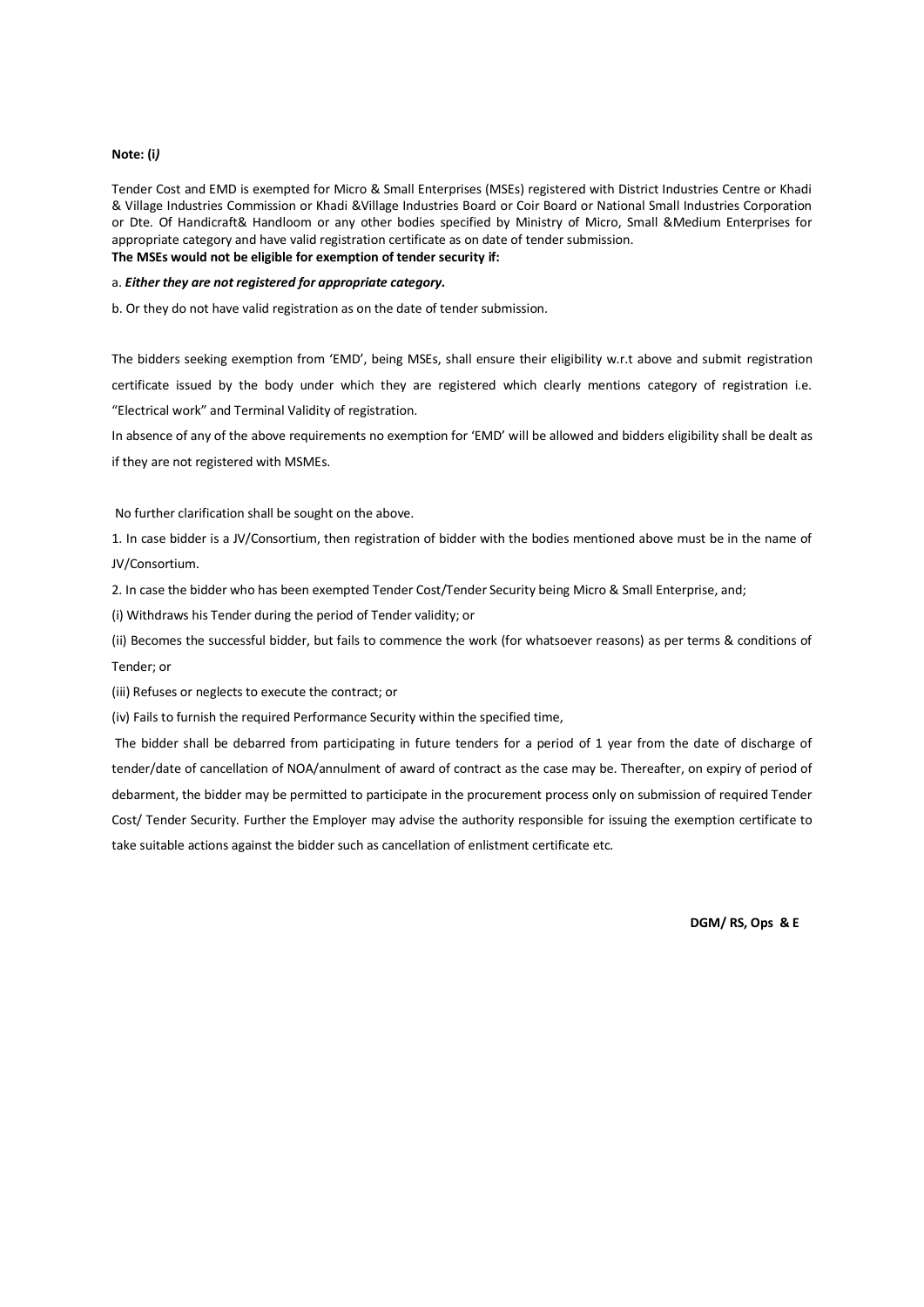**Note: (i*)***

Tender Cost and EMD is exempted for Micro & Small Enterprises (MSEs) registered with District Industries Centre or Khadi & Village Industries Commission or Khadi &Village Industries Board or Coir Board or National Small Industries Corporation or Dte. Of Handicraft& Handloom or any other bodies specified by Ministry of Micro, Small &Medium Enterprises for appropriate category and have valid registration certificate as on date of tender submission.

**The MSEs would not be eligible for exemption of tender security if:**

a. ***Either they are not registered for appropriate category.***

b. Or they do not have valid registration as on the date of tender submission.

The bidders seeking exemption from 'EMD', being MSEs, shall ensure their eligibility w.r.t above and submit registration certificate issued by the body under which they are registered which clearly mentions category of registration i.e. "Electrical work" and Terminal Validity of registration.

In absence of any of the above requirements no exemption for 'EMD' will be allowed and bidders eligibility shall be dealt as if they are not registered with MSMEs.

No further clarification shall be sought on the above.

1. In case bidder is a JV/Consortium, then registration of bidder with the bodies mentioned above must be in the name of JV/Consortium.

2. In case the bidder who has been exempted Tender Cost/Tender Security being Micro & Small Enterprise, and;

(i) Withdraws his Tender during the period of Tender validity; or

(ii) Becomes the successful bidder, but fails to commence the work (for whatsoever reasons) as per terms & conditions of Tender; or

(iii) Refuses or neglects to execute the contract; or

(iv) Fails to furnish the required Performance Security within the specified time,

The bidder shall be debarred from participating in future tenders for a period of 1 year from the date of discharge of tender/date of cancellation of NOA/annulment of award of contract as the case may be. Thereafter, on expiry of period of debarment, the bidder may be permitted to participate in the procurement process only on submission of required Tender Cost/ Tender Security. Further the Employer may advise the authority responsible for issuing the exemption certificate to take suitable actions against the bidder such as cancellation of enlistment certificate etc.

**DGM/ RS, Ops & E**